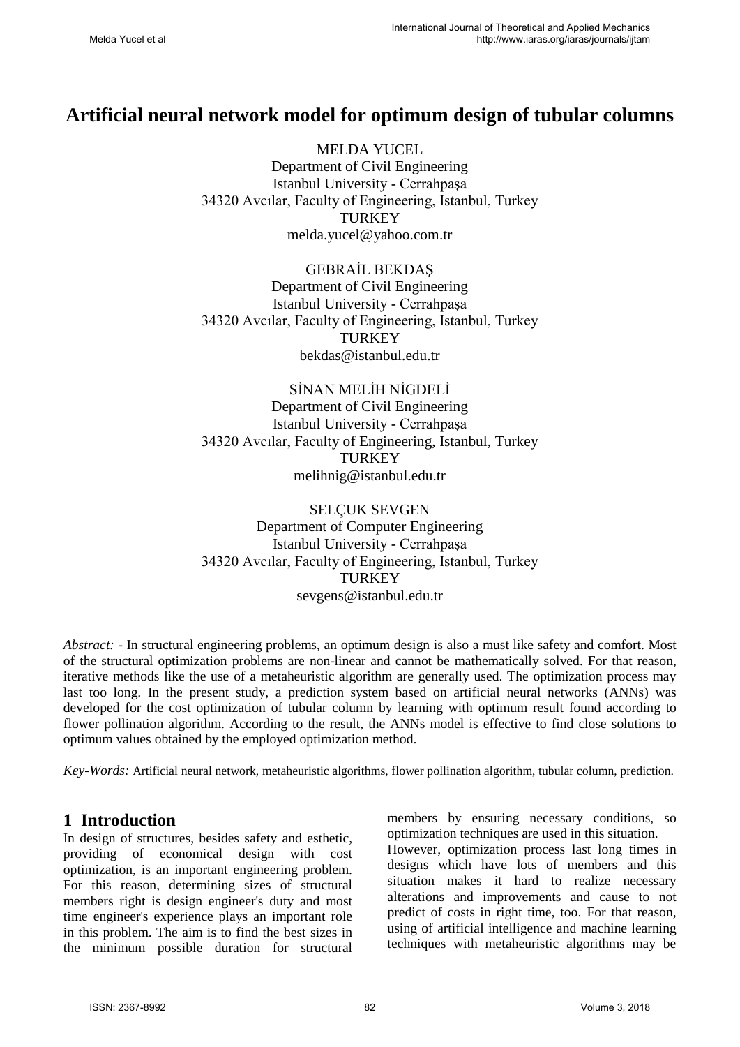# Artificial neural network model for optimum design of tubular columns

MELDA YUCEL
Department of Civil Engineering
Istanbul University - Cerrahpaşa
34320 Avcılar, Faculty of Engineering, Istanbul, Turkey
TURKEY
melda.yucel@yahoo.com.tr

GEBRAİL BEKDAŞ
Department of Civil Engineering
Istanbul University - Cerrahpaşa
34320 Avcılar, Faculty of Engineering, Istanbul, Turkey
TURKEY
bekdas@istanbul.edu.tr

SİNAN MELİH NİGDELİ
Department of Civil Engineering
Istanbul University - Cerrahpaşa
34320 Avcılar, Faculty of Engineering, Istanbul, Turkey
TURKEY
melihnig@istanbul.edu.tr

SELÇUK SEVGEN
Department of Computer Engineering
Istanbul University - Cerrahpaşa
34320 Avcılar, Faculty of Engineering, Istanbul, Turkey
TURKEY
sevgens@istanbul.edu.tr

*Abstract:* - In structural engineering problems, an optimum design is also a must like safety and comfort. Most of the structural optimization problems are non-linear and cannot be mathematically solved. For that reason, iterative methods like the use of a metaheuristic algorithm are generally used. The optimization process may last too long. In the present study, a prediction system based on artificial neural networks (ANNs) was developed for the cost optimization of tubular column by learning with optimum result found according to flower pollination algorithm. According to the result, the ANNs model is effective to find close solutions to optimum values obtained by the employed optimization method.

*Key-Words:* Artificial neural network, metaheuristic algorithms, flower pollination algorithm, tubular column, prediction.

## 1 Introduction

In design of structures, besides safety and esthetic, providing of economical design with cost optimization, is an important engineering problem. For this reason, determining sizes of structural members right is design engineer's duty and most time engineer's experience plays an important role in this problem. The aim is to find the best sizes in the minimum possible duration for structural members by ensuring necessary conditions, so optimization techniques are used in this situation.

However, optimization process last long times in designs which have lots of members and this situation makes it hard to realize necessary alterations and improvements and cause to not predict of costs in right time, too. For that reason, using of artificial intelligence and machine learning techniques with metaheuristic algorithms may be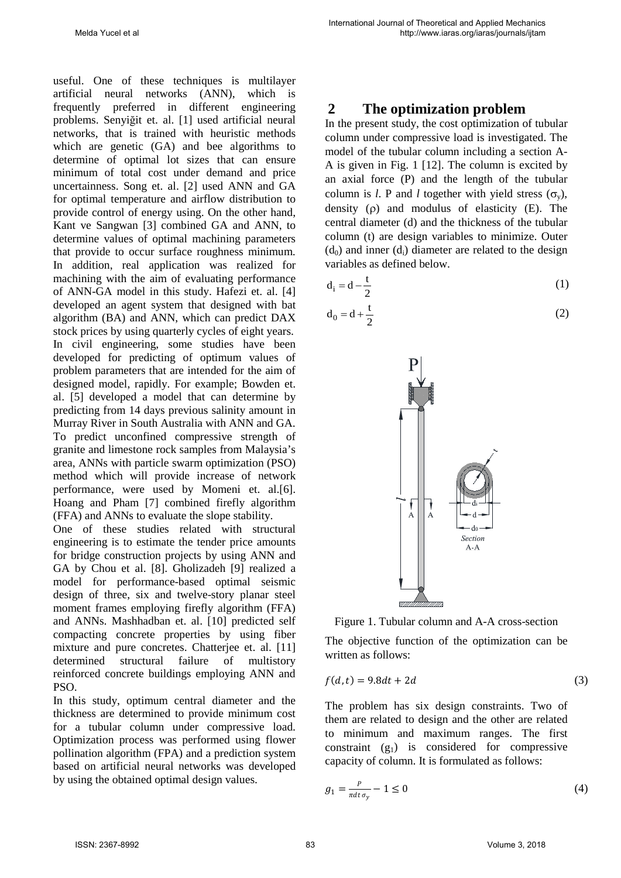useful. One of these techniques is multilayer artificial neural networks (ANN), which is frequently preferred in different engineering problems. Senyiğit et. al. [1] used artificial neural networks, that is trained with heuristic methods which are genetic (GA) and bee algorithms to determine of optimal lot sizes that can ensure minimum of total cost under demand and price uncertainness. Song et. al. [2] used ANN and GA for optimal temperature and airflow distribution to provide control of energy using. On the other hand, Kant ve Sangwan [3] combined GA and ANN, to determine values of optimal machining parameters that provide to occur surface roughness minimum. In addition, real application was realized for machining with the aim of evaluating performance of ANN-GA model in this study. Hafezi et. al. [4] developed an agent system that designed with bat algorithm (BA) and ANN, which can predict DAX stock prices by using quarterly cycles of eight years. In civil engineering, some studies have been developed for predicting of optimum values of problem parameters that are intended for the aim of designed model, rapidly. For example; Bowden et. al. [5] developed a model that can determine by predicting from 14 days previous salinity amount in Murray River in South Australia with ANN and GA. To predict unconfined compressive strength of granite and limestone rock samples from Malaysia's area, ANNs with particle swarm optimization (PSO) method which will provide increase of network performance, were used by Momeni et. al.[6]. Hoang and Pham [7] combined firefly algorithm (FFA) and ANNs to evaluate the slope stability.

One of these studies related with structural engineering is to estimate the tender price amounts for bridge construction projects by using ANN and GA by Chou et al. [8]. Gholizadeh [9] realized a model for performance-based optimal seismic design of three, six and twelve-story planar steel moment frames employing firefly algorithm (FFA) and ANNs. Mashhadban et. al. [10] predicted self compacting concrete properties by using fiber mixture and pure concretes. Chatterjee et. al. [11] determined structural failure of multistory reinforced concrete buildings employing ANN and PSO.

In this study, optimum central diameter and the thickness are determined to provide minimum cost for a tubular column under compressive load. Optimization process was performed using flower pollination algorithm (FPA) and a prediction system based on artificial neural networks was developed by using the obtained optimal design values.

## 2 The optimization problem

In the present study, the cost optimization of tubular column under compressive load is investigated. The model of the tubular column including a section A-A is given in Fig. 1 [12]. The column is excited by an axial force (P) and the length of the tubular column is *l*. P and *l* together with yield stress ($\sigma_y$), density ($\rho$) and modulus of elasticity (E). The central diameter (d) and the thickness of the tubular column (t) are design variables to minimize. Outer ($d_0$) and inner ($d_i$) diameter are related to the design variables as defined below.

$$d_i = d - \frac{t}{2} \tag{1}$$

$$d_0 = d + \frac{t}{2} \tag{2}$$

Figure 1. Tubular column and A-A cross-section

The objective function of the optimization can be written as follows:

$$f(d,t) = 9.8dt + 2d \tag{3}$$

The problem has six design constraints. Two of them are related to design and the other are related to minimum and maximum ranges. The first constraint ($g_1$) is considered for compressive capacity of column. It is formulated as follows:

$$g_1 = \frac{P}{\pi d t \sigma_y} - 1 \leq 0 \tag{4}$$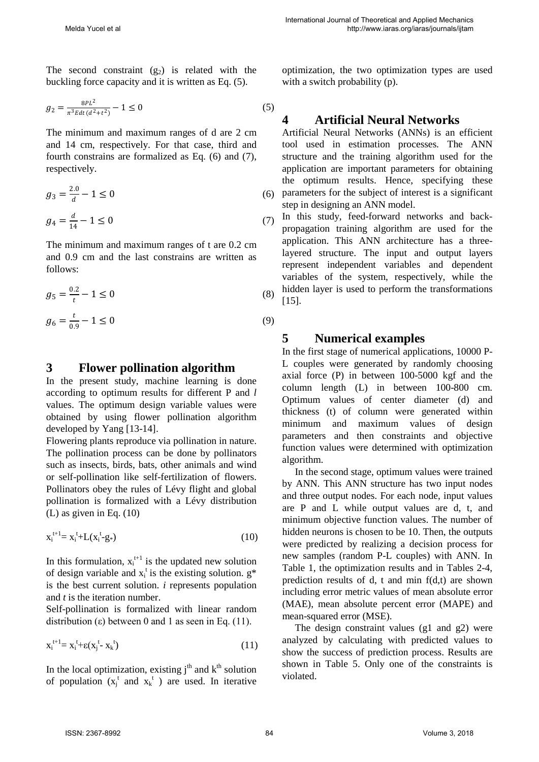The second constraint ($g_2$) is related with the buckling force capacity and it is written as Eq. (5).

$$g_2 = \frac{8PL^2}{\pi^3 Edt\,(d^2+t^2)} - 1 \leq 0 \tag{5}$$

The minimum and maximum ranges of d are 2 cm and 14 cm, respectively. For that case, third and fourth constrains are formalized as Eq. (6) and (7), respectively.

$$g_3 = \frac{2.0}{d} - 1 \leq 0 \tag{6}$$

$$g_4 = \frac{d}{14} - 1 \leq 0 \tag{7}$$

The minimum and maximum ranges of t are 0.2 cm and 0.9 cm and the last constrains are written as follows:

$$g_5 = \frac{0.2}{t} - 1 \leq 0 \tag{8}$$

$$g_6 = \frac{t}{0.9} - 1 \leq 0 \tag{9}$$

## 3 Flower pollination algorithm

In the present study, machine learning is done according to optimum results for different P and *l* values. The optimum design variable values were obtained by using flower pollination algorithm developed by Yang [13-14].

Flowering plants reproduce via pollination in nature. The pollination process can be done by pollinators such as insects, birds, bats, other animals and wind or self-pollination like self-fertilization of flowers. Pollinators obey the rules of Lévy flight and global pollination is formalized with a Lévy distribution (L) as given in Eq. (10)

$$x_i^{t+1} = x_i^t + L(x_i^t - g_*) \tag{10}$$

In this formulation, $x_i^{t+1}$ is the updated new solution of design variable and $x_i^t$ is the existing solution. $g^*$ is the best current solution. *i* represents population and *t* is the iteration number.

Self-pollination is formalized with linear random distribution ($\varepsilon$) between 0 and 1 as seen in Eq. (11).

$$x_i^{t+1} = x_i^t + \varepsilon(x_j^t - x_k^t) \tag{11}$$

In the local optimization, existing $j^{th}$ and $k^{th}$ solution of population ($x_j^t$ and $x_k^t$) are used. In iterative optimization, the two optimization types are used with a switch probability (p).

## 4 Artificial Neural Networks

Artificial Neural Networks (ANNs) is an efficient tool used in estimation processes. The ANN structure and the training algorithm used for the application are important parameters for obtaining the optimum results. Hence, specifying these parameters for the subject of interest is a significant step in designing an ANN model.

In this study, feed-forward networks and back-propagation training algorithm are used for the application. This ANN architecture has a three-layered structure. The input and output layers represent independent variables and dependent variables of the system, respectively, while the hidden layer is used to perform the transformations [15].

## 5 Numerical examples

In the first stage of numerical applications, 10000 P-L couples were generated by randomly choosing axial force (P) in between 100-5000 kgf and the column length (L) in between 100-800 cm. Optimum values of center diameter (d) and thickness (t) of column were generated within minimum and maximum values of design parameters and then constraints and objective function values were determined with optimization algorithm.

In the second stage, optimum values were trained by ANN. This ANN structure has two input nodes and three output nodes. For each node, input values are P and L while output values are d, t, and minimum objective function values. The number of hidden neurons is chosen to be 10. Then, the outputs were predicted by realizing a decision process for new samples (random P-L couples) with ANN. In Table 1, the optimization results and in Tables 2-4, prediction results of d, t and min f(d,t) are shown including error metric values of mean absolute error (MAE), mean absolute percent error (MAPE) and mean-squared error (MSE).

The design constraint values (g1 and g2) were analyzed by calculating with predicted values to show the success of prediction process. Results are shown in Table 5. Only one of the constraints is violated.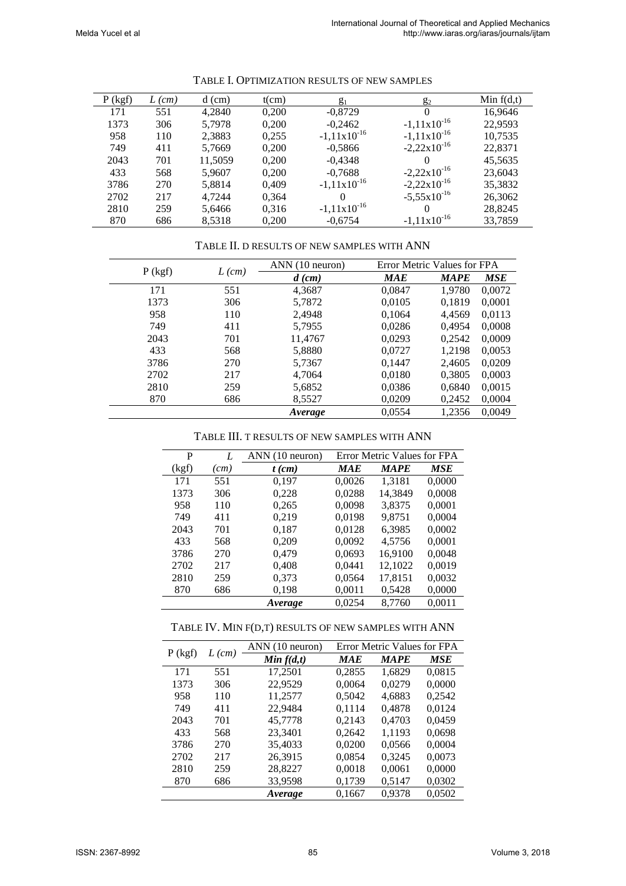TABLE I. OPTIMIZATION RESULTS OF NEW SAMPLES

| P (kgf) | *L (cm)* | d (cm) | t(cm) | $g_1$ | $g_2$ | Min f(d,t) |
|---|---|---|---|---|---|---|
| 171 | 551 | 4,2840 | 0,200 | -0,8729 | 0 | 16,9646 |
| 1373 | 306 | 5,7978 | 0,200 | -0,2462 | $-1,11x10^{-16}$ | 22,9593 |
| 958 | 110 | 2,3883 | 0,255 | $-1,11x10^{-16}$ | $-1,11x10^{-16}$ | 10,7535 |
| 749 | 411 | 5,7669 | 0,200 | -0,5866 | $-2,22x10^{-16}$ | 22,8371 |
| 2043 | 701 | 11,5059 | 0,200 | -0,4348 | 0 | 45,5635 |
| 433 | 568 | 5,9607 | 0,200 | -0,7688 | $-2,22x10^{-16}$ | 23,6043 |
| 3786 | 270 | 5,8814 | 0,409 | $-1,11x10^{-16}$ | $-2,22x10^{-16}$ | 35,3832 |
| 2702 | 217 | 4,7244 | 0,364 | 0 | $-5,55x10^{-16}$ | 26,3062 |
| 2810 | 259 | 5,6466 | 0,316 | $-1,11x10^{-16}$ | 0 | 28,8245 |
| 870 | 686 | 8,5318 | 0,200 | -0,6754 | $-1,11x10^{-16}$ | 33,7859 |

TABLE II. D RESULTS OF NEW SAMPLES WITH ANN

| P (kgf) | *L (cm)* | ANN (10 neuron) | Error Metric Values for FPA | | |
|---|---|---|---|---|---|
| | | ***d (cm)*** | ***MAE*** | ***MAPE*** | ***MSE*** |
| 171 | 551 | 4,3687 | 0,0847 | 1,9780 | 0,0072 |
| 1373 | 306 | 5,7872 | 0,0105 | 0,1819 | 0,0001 |
| 958 | 110 | 2,4948 | 0,1064 | 4,4569 | 0,0113 |
| 749 | 411 | 5,7955 | 0,0286 | 0,4954 | 0,0008 |
| 2043 | 701 | 11,4767 | 0,0293 | 0,2542 | 0,0009 |
| 433 | 568 | 5,8880 | 0,0727 | 1,2198 | 0,0053 |
| 3786 | 270 | 5,7367 | 0,1447 | 2,4605 | 0,0209 |
| 2702 | 217 | 4,7064 | 0,0180 | 0,3805 | 0,0003 |
| 2810 | 259 | 5,6852 | 0,0386 | 0,6840 | 0,0015 |
| 870 | 686 | 8,5527 | 0,0209 | 0,2452 | 0,0004 |
| | | ***Average*** | 0,0554 | 1,2356 | 0,0049 |

TABLE III. T RESULTS OF NEW SAMPLES WITH ANN

| P | *L* | ANN (10 neuron) | Error Metric Values for FPA | | |
|---|---|---|---|---|---|
| (kgf) | *(cm)* | ***t (cm)*** | ***MAE*** | ***MAPE*** | ***MSE*** |
| 171 | 551 | 0,197 | 0,0026 | 1,3181 | 0,0000 |
| 1373 | 306 | 0,228 | 0,0288 | 14,3849 | 0,0008 |
| 958 | 110 | 0,265 | 0,0098 | 3,8375 | 0,0001 |
| 749 | 411 | 0,219 | 0,0198 | 9,8751 | 0,0004 |
| 2043 | 701 | 0,187 | 0,0128 | 6,3985 | 0,0002 |
| 433 | 568 | 0,209 | 0,0092 | 4,5756 | 0,0001 |
| 3786 | 270 | 0,479 | 0,0693 | 16,9100 | 0,0048 |
| 2702 | 217 | 0,408 | 0,0441 | 12,1022 | 0,0019 |
| 2810 | 259 | 0,373 | 0,0564 | 17,8151 | 0,0032 |
| 870 | 686 | 0,198 | 0,0011 | 0,5428 | 0,0000 |
| | | ***Average*** | 0,0254 | 8,7760 | 0,0011 |

TABLE IV. MIN F(D,T) RESULTS OF NEW SAMPLES WITH ANN

| P (kgf) | *L (cm)* | ANN (10 neuron) | Error Metric Values for FPA | | |
|---|---|---|---|---|---|
| | | ***Min f(d,t)*** | ***MAE*** | ***MAPE*** | ***MSE*** |
| 171 | 551 | 17,2501 | 0,2855 | 1,6829 | 0,0815 |
| 1373 | 306 | 22,9529 | 0,0064 | 0,0279 | 0,0000 |
| 958 | 110 | 11,2577 | 0,5042 | 4,6883 | 0,2542 |
| 749 | 411 | 22,9484 | 0,1114 | 0,4878 | 0,0124 |
| 2043 | 701 | 45,7778 | 0,2143 | 0,4703 | 0,0459 |
| 433 | 568 | 23,3401 | 0,2642 | 1,1193 | 0,0698 |
| 3786 | 270 | 35,4033 | 0,0200 | 0,0566 | 0,0004 |
| 2702 | 217 | 26,3915 | 0,0854 | 0,3245 | 0,0073 |
| 2810 | 259 | 28,8227 | 0,0018 | 0,0061 | 0,0000 |
| 870 | 686 | 33,9598 | 0,1739 | 0,5147 | 0,0302 |
| | | ***Average*** | 0,1667 | 0,9378 | 0,0502 |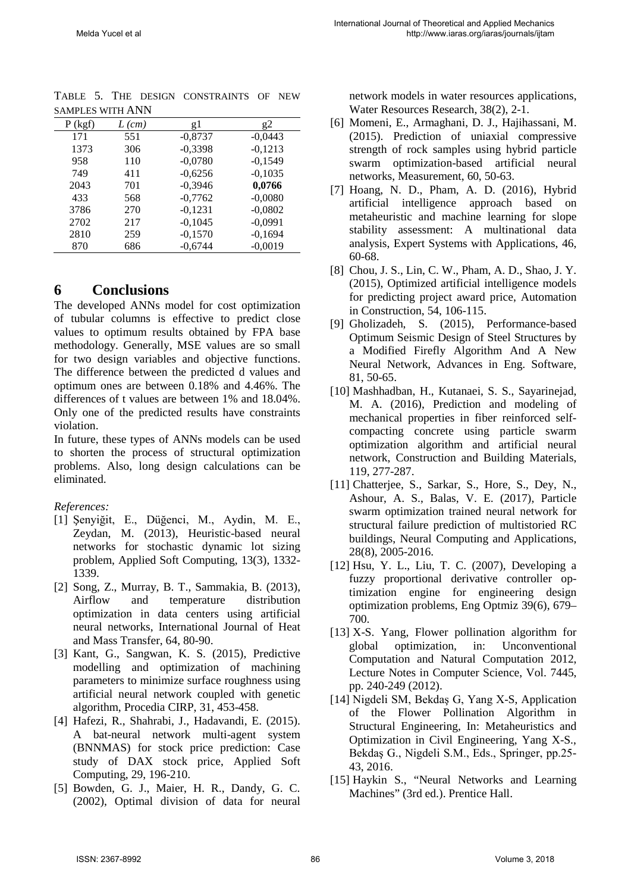TABLE 5. THE DESIGN CONSTRAINTS OF NEW SAMPLES WITH ANN

| P (kgf) | *L (cm)* | g1 | g2 |
|---|---|---|---|
| 171 | 551 | -0,8737 | -0,0443 |
| 1373 | 306 | -0,3398 | -0,1213 |
| 958 | 110 | -0,0780 | -0,1549 |
| 749 | 411 | -0,6256 | -0,1035 |
| 2043 | 701 | -0,3946 | **0,0766** |
| 433 | 568 | -0,7762 | -0,0080 |
| 3786 | 270 | -0,1231 | -0,0802 |
| 2702 | 217 | -0,1045 | -0,0991 |
| 2810 | 259 | -0,1570 | -0,1694 |
| 870 | 686 | -0,6744 | -0,0019 |

# 6 Conclusions

The developed ANNs model for cost optimization of tubular columns is effective to predict close values to optimum results obtained by FPA base methodology. Generally, MSE values are so small for two design variables and objective functions. The difference between the predicted d values and optimum ones are between 0.18% and 4.46%. The differences of t values are between 1% and 18.04%. Only one of the predicted results have constraints violation.

In future, these types of ANNs models can be used to shorten the process of structural optimization problems. Also, long design calculations can be eliminated.

*References:*

[1] Şenyiğit, E., Düğenci, M., Aydin, M. E., Zeydan, M. (2013), Heuristic-based neural networks for stochastic dynamic lot sizing problem, Applied Soft Computing, 13(3), 1332-1339.

[2] Song, Z., Murray, B. T., Sammakia, B. (2013), Airflow and temperature distribution optimization in data centers using artificial neural networks, International Journal of Heat and Mass Transfer, 64, 80-90.

[3] Kant, G., Sangwan, K. S. (2015), Predictive modelling and optimization of machining parameters to minimize surface roughness using artificial neural network coupled with genetic algorithm, Procedia CIRP, 31, 453-458.

[4] Hafezi, R., Shahrabi, J., Hadavandi, E. (2015). A bat-neural network multi-agent system (BNNMAS) for stock price prediction: Case study of DAX stock price, Applied Soft Computing, 29, 196-210.

[5] Bowden, G. J., Maier, H. R., Dandy, G. C. (2002), Optimal division of data for neural network models in water resources applications, Water Resources Research, 38(2), 2-1.

[6] Momeni, E., Armaghani, D. J., Hajihassani, M. (2015). Prediction of uniaxial compressive strength of rock samples using hybrid particle swarm optimization-based artificial neural networks, Measurement, 60, 50-63.

[7] Hoang, N. D., Pham, A. D. (2016), Hybrid artificial intelligence approach based on metaheuristic and machine learning for slope stability assessment: A multinational data analysis, Expert Systems with Applications, 46, 60-68.

[8] Chou, J. S., Lin, C. W., Pham, A. D., Shao, J. Y. (2015), Optimized artificial intelligence models for predicting project award price, Automation in Construction, 54, 106-115.

[9] Gholizadeh, S. (2015), Performance-based Optimum Seismic Design of Steel Structures by a Modified Firefly Algorithm And A New Neural Network, Advances in Eng. Software, 81, 50-65.

[10] Mashhadban, H., Kutanaei, S. S., Sayarinejad, M. A. (2016), Prediction and modeling of mechanical properties in fiber reinforced self-compacting concrete using particle swarm optimization algorithm and artificial neural network, Construction and Building Materials, 119, 277-287.

[11] Chatterjee, S., Sarkar, S., Hore, S., Dey, N., Ashour, A. S., Balas, V. E. (2017), Particle swarm optimization trained neural network for structural failure prediction of multistoried RC buildings, Neural Computing and Applications, 28(8), 2005-2016.

[12] Hsu, Y. L., Liu, T. C. (2007), Developing a fuzzy proportional derivative controller optimization engine for engineering design optimization problems, Eng Optmiz 39(6), 679–700.

[13] X-S. Yang, Flower pollination algorithm for global optimization, in: Unconventional Computation and Natural Computation 2012, Lecture Notes in Computer Science, Vol. 7445, pp. 240-249 (2012).

[14] Nigdeli SM, Bekdaş G, Yang X-S, Application of the Flower Pollination Algorithm in Structural Engineering, In: Metaheuristics and Optimization in Civil Engineering, Yang X-S., Bekdaş G., Nigdeli S.M., Eds., Springer, pp.25-43, 2016.

[15] Haykin S., "Neural Networks and Learning Machines" (3rd ed.). Prentice Hall.